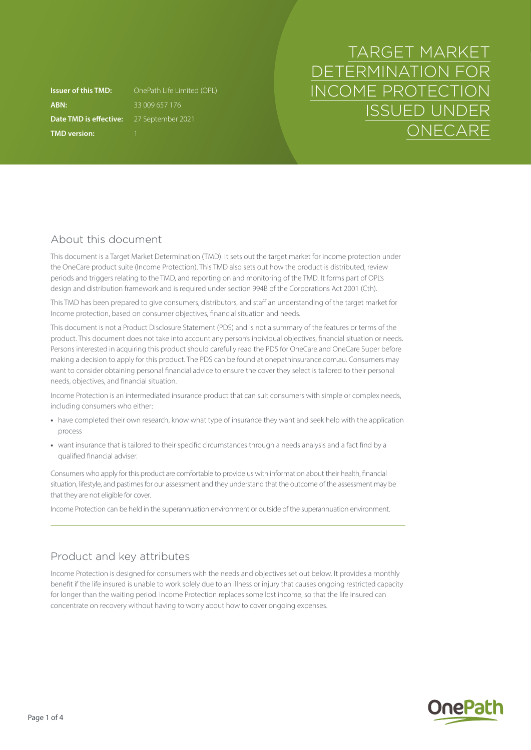# TARGET MARKET DETERMINATION FOR INCOME PROTECTION ISSUED UNDER ONECARE

| | |
|---|---|
| **Issuer of this TMD:** | OnePath Life Limited (OPL) |
| **ABN:** | 33 009 657 176 |
| **Date TMD is effective:** | 27 September 2021 |
| **TMD version:** | 1 |

## About this document

This document is a Target Market Determination (TMD). It sets out the target market for income protection under the OneCare product suite (Income Protection). This TMD also sets out how the product is distributed, review periods and triggers relating to the TMD, and reporting on and monitoring of the TMD. It forms part of OPL's design and distribution framework and is required under section 994B of the Corporations Act 2001 (Cth).

This TMD has been prepared to give consumers, distributors, and staff an understanding of the target market for Income protection, based on consumer objectives, financial situation and needs.

This document is not a Product Disclosure Statement (PDS) and is not a summary of the features or terms of the product. This document does not take into account any person's individual objectives, financial situation or needs. Persons interested in acquiring this product should carefully read the PDS for OneCare and OneCare Super before making a decision to apply for this product. The PDS can be found at onepathinsurance.com.au. Consumers may want to consider obtaining personal financial advice to ensure the cover they select is tailored to their personal needs, objectives, and financial situation.

Income Protection is an intermediated insurance product that can suit consumers with simple or complex needs, including consumers who either:

- have completed their own research, know what type of insurance they want and seek help with the application process
- want insurance that is tailored to their specific circumstances through a needs analysis and a fact find by a qualified financial adviser.

Consumers who apply for this product are comfortable to provide us with information about their health, financial situation, lifestyle, and pastimes for our assessment and they understand that the outcome of the assessment may be that they are not eligible for cover.

Income Protection can be held in the superannuation environment or outside of the superannuation environment.

## Product and key attributes

Income Protection is designed for consumers with the needs and objectives set out below. It provides a monthly benefit if the life insured is unable to work solely due to an illness or injury that causes ongoing restricted capacity for longer than the waiting period. Income Protection replaces some lost income, so that the life insured can concentrate on recovery without having to worry about how to cover ongoing expenses.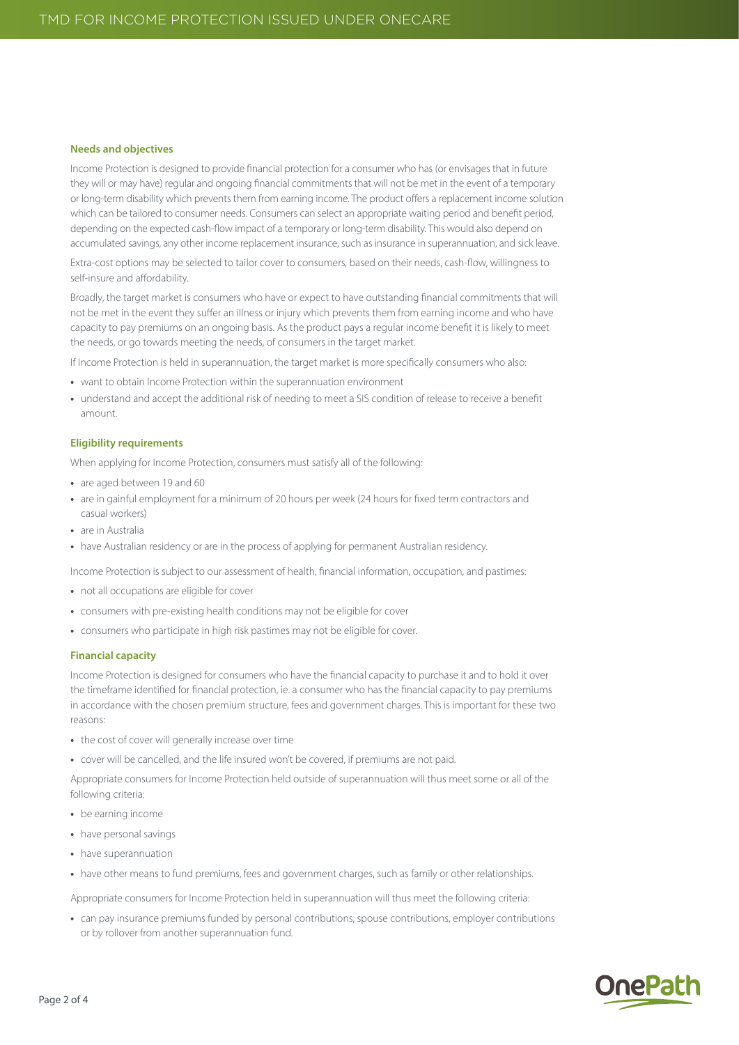### Needs and objectives

Income Protection is designed to provide financial protection for a consumer who has (or envisages that in future they will or may have) regular and ongoing financial commitments that will not be met in the event of a temporary or long-term disability which prevents them from earning income. The product offers a replacement income solution which can be tailored to consumer needs. Consumers can select an appropriate waiting period and benefit period, depending on the expected cash-flow impact of a temporary or long-term disability. This would also depend on accumulated savings, any other income replacement insurance, such as insurance in superannuation, and sick leave.

Extra-cost options may be selected to tailor cover to consumers, based on their needs, cash-flow, willingness to self-insure and affordability.

Broadly, the target market is consumers who have or expect to have outstanding financial commitments that will not be met in the event they suffer an illness or injury which prevents them from earning income and who have capacity to pay premiums on an ongoing basis. As the product pays a regular income benefit it is likely to meet the needs, or go towards meeting the needs, of consumers in the target market.

If Income Protection is held in superannuation, the target market is more specifically consumers who also:

- want to obtain Income Protection within the superannuation environment
- understand and accept the additional risk of needing to meet a SIS condition of release to receive a benefit amount.

### Eligibility requirements

When applying for Income Protection, consumers must satisfy all of the following:

- are aged between 19 and 60
- are in gainful employment for a minimum of 20 hours per week (24 hours for fixed term contractors and casual workers)
- are in Australia
- have Australian residency or are in the process of applying for permanent Australian residency.

Income Protection is subject to our assessment of health, financial information, occupation, and pastimes:

- not all occupations are eligible for cover
- consumers with pre-existing health conditions may not be eligible for cover
- consumers who participate in high risk pastimes may not be eligible for cover.

### Financial capacity

Income Protection is designed for consumers who have the financial capacity to purchase it and to hold it over the timeframe identified for financial protection, ie. a consumer who has the financial capacity to pay premiums in accordance with the chosen premium structure, fees and government charges. This is important for these two reasons:

- the cost of cover will generally increase over time
- cover will be cancelled, and the life insured won't be covered, if premiums are not paid.

Appropriate consumers for Income Protection held outside of superannuation will thus meet some or all of the following criteria:

- be earning income
- have personal savings
- have superannuation
- have other means to fund premiums, fees and government charges, such as family or other relationships.

Appropriate consumers for Income Protection held in superannuation will thus meet the following criteria:

- can pay insurance premiums funded by personal contributions, spouse contributions, employer contributions or by rollover from another superannuation fund.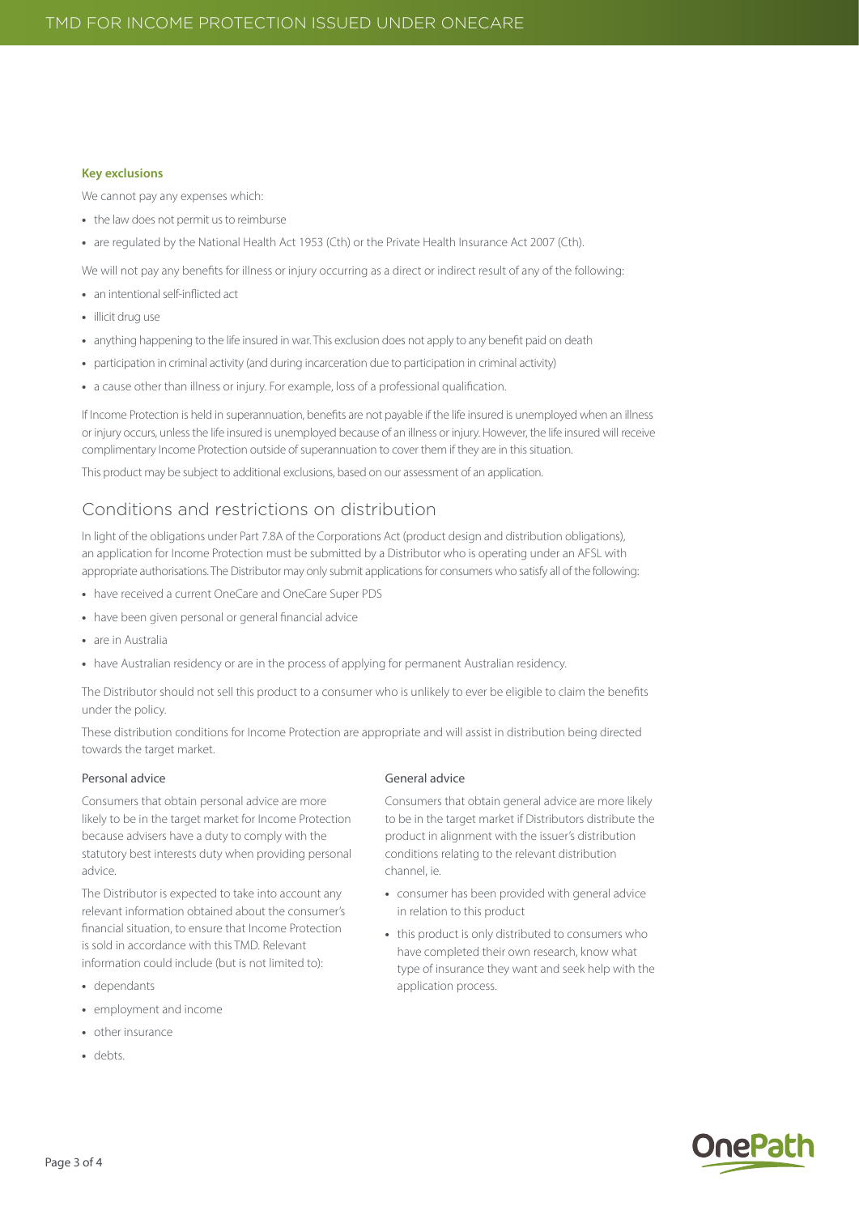**Key exclusions**

We cannot pay any expenses which:

- the law does not permit us to reimburse
- are regulated by the National Health Act 1953 (Cth) or the Private Health Insurance Act 2007 (Cth).

We will not pay any benefits for illness or injury occurring as a direct or indirect result of any of the following:

- an intentional self-inflicted act
- illicit drug use
- anything happening to the life insured in war. This exclusion does not apply to any benefit paid on death
- participation in criminal activity (and during incarceration due to participation in criminal activity)
- a cause other than illness or injury. For example, loss of a professional qualification.

If Income Protection is held in superannuation, benefits are not payable if the life insured is unemployed when an illness or injury occurs, unless the life insured is unemployed because of an illness or injury. However, the life insured will receive complimentary Income Protection outside of superannuation to cover them if they are in this situation.

This product may be subject to additional exclusions, based on our assessment of an application.

## Conditions and restrictions on distribution

In light of the obligations under Part 7.8A of the Corporations Act (product design and distribution obligations), an application for Income Protection must be submitted by a Distributor who is operating under an AFSL with appropriate authorisations. The Distributor may only submit applications for consumers who satisfy all of the following:

- have received a current OneCare and OneCare Super PDS
- have been given personal or general financial advice
- are in Australia
- have Australian residency or are in the process of applying for permanent Australian residency.

The Distributor should not sell this product to a consumer who is unlikely to ever be eligible to claim the benefits under the policy.

These distribution conditions for Income Protection are appropriate and will assist in distribution being directed towards the target market.

### Personal advice

Consumers that obtain personal advice are more likely to be in the target market for Income Protection because advisers have a duty to comply with the statutory best interests duty when providing personal advice.

The Distributor is expected to take into account any relevant information obtained about the consumer's financial situation, to ensure that Income Protection is sold in accordance with this TMD. Relevant information could include (but is not limited to):

- dependants
- employment and income
- other insurance
- debts.

### General advice

Consumers that obtain general advice are more likely to be in the target market if Distributors distribute the product in alignment with the issuer's distribution conditions relating to the relevant distribution channel, ie.

- consumer has been provided with general advice in relation to this product
- this product is only distributed to consumers who have completed their own research, know what type of insurance they want and seek help with the application process.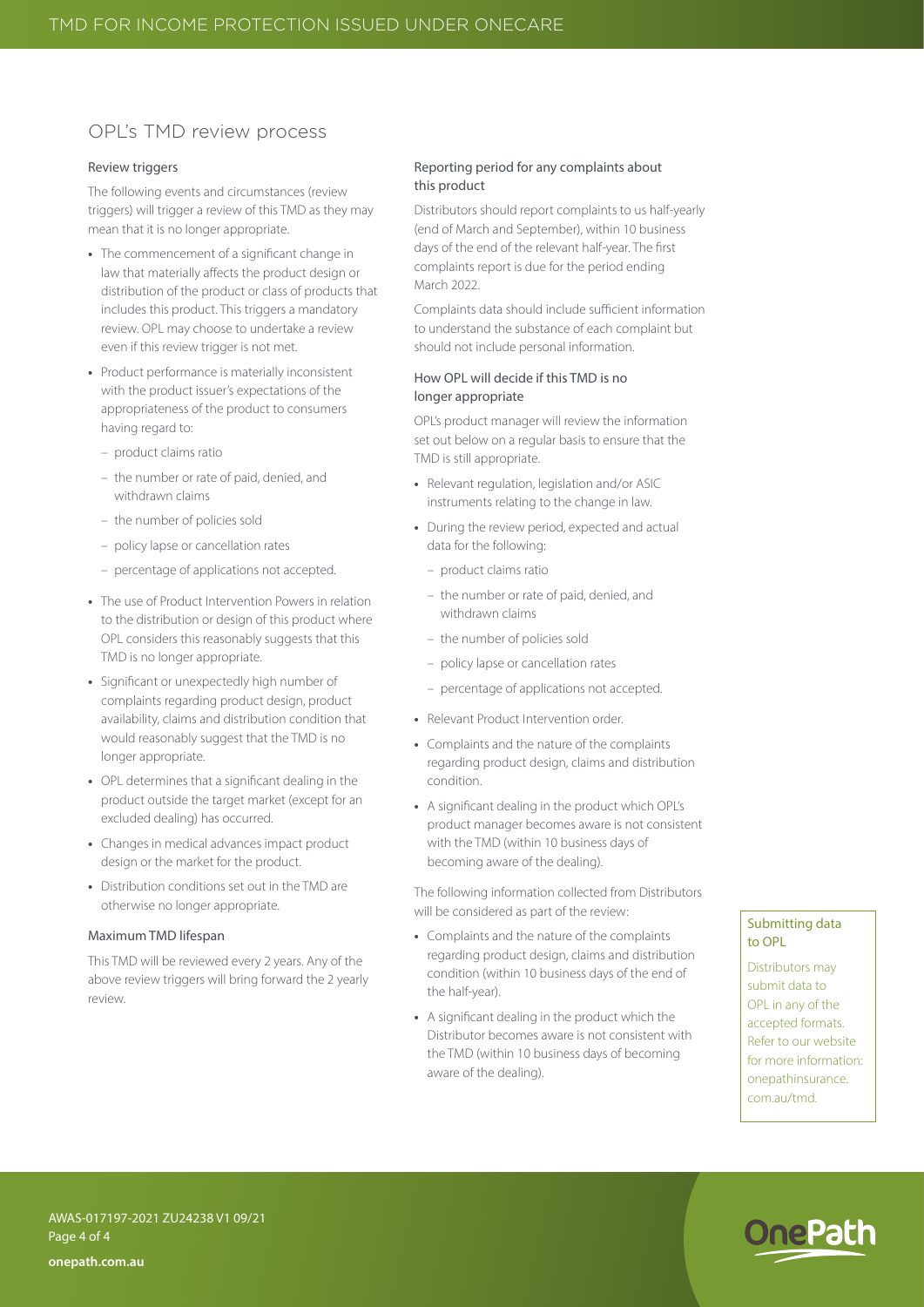## OPL's TMD review process

### Review triggers

The following events and circumstances (review triggers) will trigger a review of this TMD as they may mean that it is no longer appropriate.

- The commencement of a significant change in law that materially affects the product design or distribution of the product or class of products that includes this product. This triggers a mandatory review. OPL may choose to undertake a review even if this review trigger is not met.
- Product performance is materially inconsistent with the product issuer's expectations of the appropriateness of the product to consumers having regard to:
  - product claims ratio
  - the number or rate of paid, denied, and withdrawn claims
  - the number of policies sold
  - policy lapse or cancellation rates
  - percentage of applications not accepted.
- The use of Product Intervention Powers in relation to the distribution or design of this product where OPL considers this reasonably suggests that this TMD is no longer appropriate.
- Significant or unexpectedly high number of complaints regarding product design, product availability, claims and distribution condition that would reasonably suggest that the TMD is no longer appropriate.
- OPL determines that a significant dealing in the product outside the target market (except for an excluded dealing) has occurred.
- Changes in medical advances impact product design or the market for the product.
- Distribution conditions set out in the TMD are otherwise no longer appropriate.

### Maximum TMD lifespan

This TMD will be reviewed every 2 years. Any of the above review triggers will bring forward the 2 yearly review.

### Reporting period for any complaints about this product

Distributors should report complaints to us half-yearly (end of March and September), within 10 business days of the end of the relevant half-year. The first complaints report is due for the period ending March 2022.

Complaints data should include sufficient information to understand the substance of each complaint but should not include personal information.

### How OPL will decide if this TMD is no longer appropriate

OPL's product manager will review the information set out below on a regular basis to ensure that the TMD is still appropriate.

- Relevant regulation, legislation and/or ASIC instruments relating to the change in law.
- During the review period, expected and actual data for the following:
  - product claims ratio
  - the number or rate of paid, denied, and withdrawn claims
  - the number of policies sold
  - policy lapse or cancellation rates
  - percentage of applications not accepted.
- Relevant Product Intervention order.
- Complaints and the nature of the complaints regarding product design, claims and distribution condition.
- A significant dealing in the product which OPL's product manager becomes aware is not consistent with the TMD (within 10 business days of becoming aware of the dealing).

The following information collected from Distributors will be considered as part of the review:

- Complaints and the nature of the complaints regarding product design, claims and distribution condition (within 10 business days of the end of the half-year).
- A significant dealing in the product which the Distributor becomes aware is not consistent with the TMD (within 10 business days of becoming aware of the dealing).

### Submitting data to OPL

Distributors may submit data to OPL in any of the accepted formats. Refer to our website for more information: onepathinsurance.com.au/tmd.

AWAS-017197-2021 ZU24238 V1 09/21